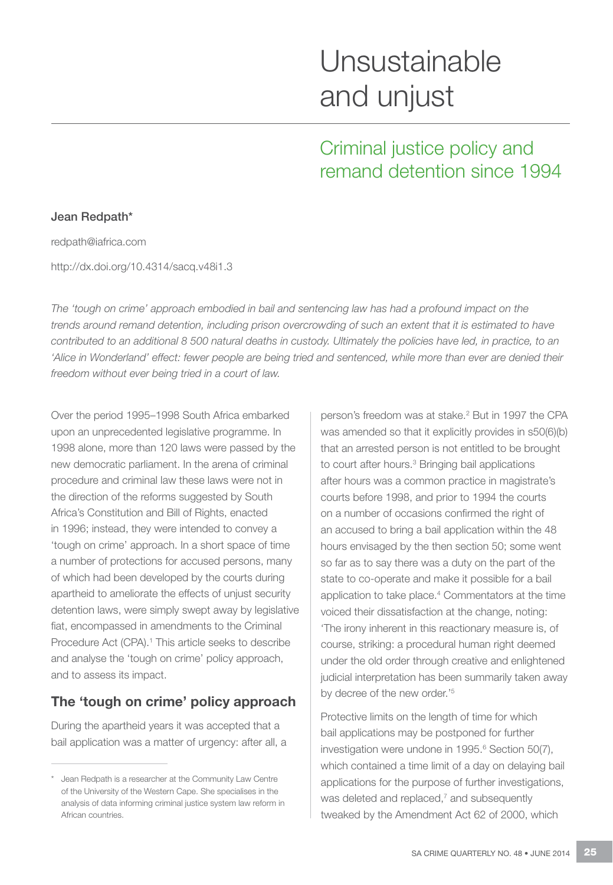# Unsustainable and unjust

## Criminal justice policy and remand detention since 1994

**Jean Redpath***

redpath@iafrica.com

http://dx.doi.org/10.4314/sacq.v48i1.3

*The 'tough on crime' approach embodied in bail and sentencing law has had a profound impact on the trends around remand detention, including prison overcrowding of such an extent that it is estimated to have contributed to an additional 8 500 natural deaths in custody. Ultimately the policies have led, in practice, to an 'Alice in Wonderland' effect: fewer people are being tried and sentenced, while more than ever are denied their freedom without ever being tried in a court of law.*

Over the period 1995–1998 South Africa embarked upon an unprecedented legislative programme. In 1998 alone, more than 120 laws were passed by the new democratic parliament. In the arena of criminal procedure and criminal law these laws were not in the direction of the reforms suggested by South Africa's Constitution and Bill of Rights, enacted in 1996; instead, they were intended to convey a 'tough on crime' approach. In a short space of time a number of protections for accused persons, many of which had been developed by the courts during apartheid to ameliorate the effects of unjust security detention laws, were simply swept away by legislative fiat, encompassed in amendments to the Criminal Procedure Act (CPA).[1] This article seeks to describe and analyse the 'tough on crime' policy approach, and to assess its impact.

## The 'tough on crime' policy approach

During the apartheid years it was accepted that a bail application was a matter of urgency: after all, a person's freedom was at stake.[2] But in 1997 the CPA was amended so that it explicitly provides in s50(6)(b) that an arrested person is not entitled to be brought to court after hours.[3] Bringing bail applications after hours was a common practice in magistrate's courts before 1998, and prior to 1994 the courts on a number of occasions confirmed the right of an accused to bring a bail application within the 48 hours envisaged by the then section 50; some went so far as to say there was a duty on the part of the state to co-operate and make it possible for a bail application to take place.[4] Commentators at the time voiced their dissatisfaction at the change, noting: 'The irony inherent in this reactionary measure is, of course, striking: a procedural human right deemed under the old order through creative and enlightened judicial interpretation has been summarily taken away by decree of the new order.'[5]

Protective limits on the length of time for which bail applications may be postponed for further investigation were undone in 1995.[6] Section 50(7), which contained a time limit of a day on delaying bail applications for the purpose of further investigations, was deleted and replaced,[7] and subsequently tweaked by the Amendment Act 62 of 2000, which

---

\* Jean Redpath is a researcher at the Community Law Centre of the University of the Western Cape. She specialises in the analysis of data informing criminal justice system law reform in African countries.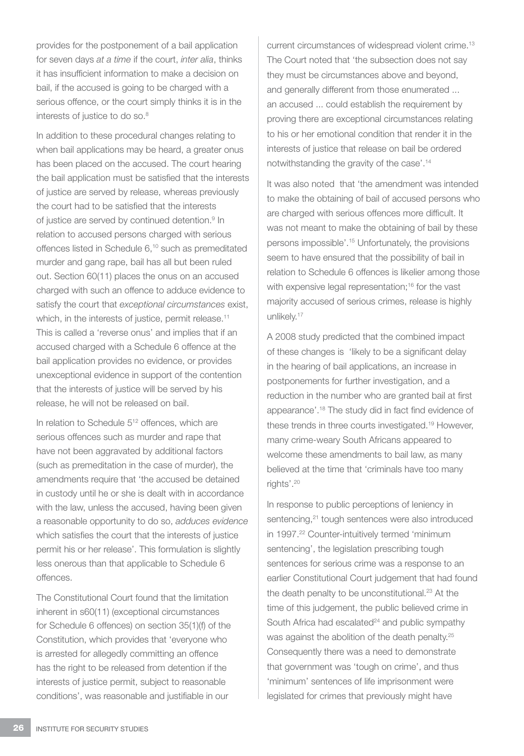provides for the postponement of a bail application for seven days *at a time* if the court, *inter alia*, thinks it has insufficient information to make a decision on bail, if the accused is going to be charged with a serious offence, or the court simply thinks it is in the interests of justice to do so.[8]

In addition to these procedural changes relating to when bail applications may be heard, a greater onus has been placed on the accused. The court hearing the bail application must be satisfied that the interests of justice are served by release, whereas previously the court had to be satisfied that the interests of justice are served by continued detention.[9] In relation to accused persons charged with serious offences listed in Schedule 6,[10] such as premeditated murder and gang rape, bail has all but been ruled out. Section 60(11) places the onus on an accused charged with such an offence to adduce evidence to satisfy the court that *exceptional circumstances* exist, which, in the interests of justice, permit release.[11] This is called a 'reverse onus' and implies that if an accused charged with a Schedule 6 offence at the bail application provides no evidence, or provides unexceptional evidence in support of the contention that the interests of justice will be served by his release, he will not be released on bail.

In relation to Schedule 5[12] offences, which are serious offences such as murder and rape that have not been aggravated by additional factors (such as premeditation in the case of murder), the amendments require that 'the accused be detained in custody until he or she is dealt with in accordance with the law, unless the accused, having been given a reasonable opportunity to do so, *adduces evidence* which satisfies the court that the interests of justice permit his or her release'. This formulation is slightly less onerous than that applicable to Schedule 6 offences.

The Constitutional Court found that the limitation inherent in s60(11) (exceptional circumstances for Schedule 6 offences) on section 35(1)(f) of the Constitution, which provides that 'everyone who is arrested for allegedly committing an offence has the right to be released from detention if the interests of justice permit, subject to reasonable conditions', was reasonable and justifiable in our current circumstances of widespread violent crime.[13] The Court noted that 'the subsection does not say they must be circumstances above and beyond, and generally different from those enumerated ... an accused ... could establish the requirement by proving there are exceptional circumstances relating to his or her emotional condition that render it in the interests of justice that release on bail be ordered notwithstanding the gravity of the case'.[14]

It was also noted that 'the amendment was intended to make the obtaining of bail of accused persons who are charged with serious offences more difficult. It was not meant to make the obtaining of bail by these persons impossible'.[15] Unfortunately, the provisions seem to have ensured that the possibility of bail in relation to Schedule 6 offences is likelier among those with expensive legal representation;[16] for the vast majority accused of serious crimes, release is highly unlikely.[17]

A 2008 study predicted that the combined impact of these changes is 'likely to be a significant delay in the hearing of bail applications, an increase in postponements for further investigation, and a reduction in the number who are granted bail at first appearance'.[18] The study did in fact find evidence of these trends in three courts investigated.[19] However, many crime-weary South Africans appeared to welcome these amendments to bail law, as many believed at the time that 'criminals have too many rights'.[20]

In response to public perceptions of leniency in sentencing,[21] tough sentences were also introduced in 1997.[22] Counter-intuitively termed 'minimum sentencing', the legislation prescribing tough sentences for serious crime was a response to an earlier Constitutional Court judgement that had found the death penalty to be unconstitutional.[23] At the time of this judgement, the public believed crime in South Africa had escalated[24] and public sympathy was against the abolition of the death penalty.[25] Consequently there was a need to demonstrate that government was 'tough on crime', and thus 'minimum' sentences of life imprisonment were legislated for crimes that previously might have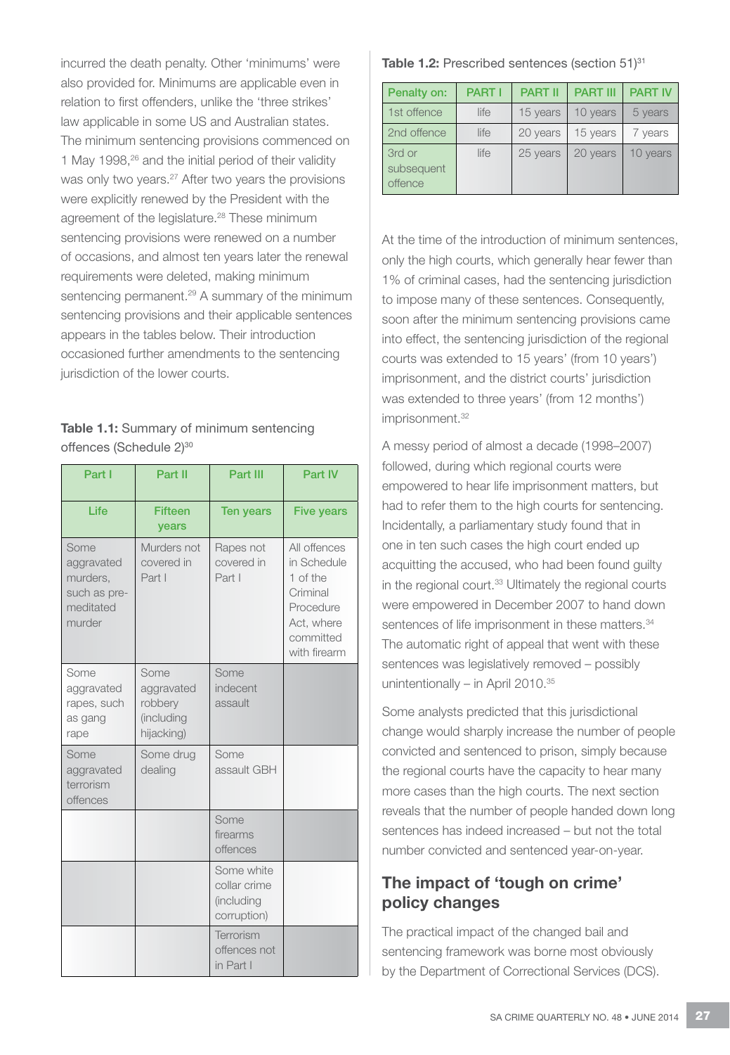incurred the death penalty. Other 'minimums' were also provided for. Minimums are applicable even in relation to first offenders, unlike the 'three strikes' law applicable in some US and Australian states. The minimum sentencing provisions commenced on 1 May 1998,[26] and the initial period of their validity was only two years.[27] After two years the provisions were explicitly renewed by the President with the agreement of the legislature.[28] These minimum sentencing provisions were renewed on a number of occasions, and almost ten years later the renewal requirements were deleted, making minimum sentencing permanent.[29] A summary of the minimum sentencing provisions and their applicable sentences appears in the tables below. Their introduction occasioned further amendments to the sentencing jurisdiction of the lower courts.

**Table 1.1:** Summary of minimum sentencing offences (Schedule 2)[30]

| Part I | Part II | Part III | Part IV |
|---|---|---|---|
| **Life** | **Fifteen years** | **Ten years** | **Five years** |
| Some aggravated murders, such as pre-meditated murder | Murders not covered in Part I | Rapes not covered in Part I | All offences in Schedule 1 of the Criminal Procedure Act, where committed with firearm |
| Some aggravated rapes, such as gang rape | Some aggravated robbery (including hijacking) | Some indecent assault | |
| Some aggravated terrorism offences | Some drug dealing | Some assault GBH | |
| | | Some firearms offences | |
| | | Some white collar crime (including corruption) | |
| | | Terrorism offences not in Part I | |

**Table 1.2:** Prescribed sentences (section 51)[31]

| Penalty on: | PART I | PART II | PART III | PART IV |
|---|---|---|---|---|
| 1st offence | life | 15 years | 10 years | 5 years |
| 2nd offence | life | 20 years | 15 years | 7 years |
| 3rd or subsequent offence | life | 25 years | 20 years | 10 years |

At the time of the introduction of minimum sentences, only the high courts, which generally hear fewer than 1% of criminal cases, had the sentencing jurisdiction to impose many of these sentences. Consequently, soon after the minimum sentencing provisions came into effect, the sentencing jurisdiction of the regional courts was extended to 15 years' (from 10 years') imprisonment, and the district courts' jurisdiction was extended to three years' (from 12 months') imprisonment.[32]

A messy period of almost a decade (1998–2007) followed, during which regional courts were empowered to hear life imprisonment matters, but had to refer them to the high courts for sentencing. Incidentally, a parliamentary study found that in one in ten such cases the high court ended up acquitting the accused, who had been found guilty in the regional court.[33] Ultimately the regional courts were empowered in December 2007 to hand down sentences of life imprisonment in these matters.[34] The automatic right of appeal that went with these sentences was legislatively removed – possibly unintentionally – in April 2010.[35]

Some analysts predicted that this jurisdictional change would sharply increase the number of people convicted and sentenced to prison, simply because the regional courts have the capacity to hear many more cases than the high courts. The next section reveals that the number of people handed down long sentences has indeed increased – but not the total number convicted and sentenced year-on-year.

## The impact of 'tough on crime' policy changes

The practical impact of the changed bail and sentencing framework was borne most obviously by the Department of Correctional Services (DCS).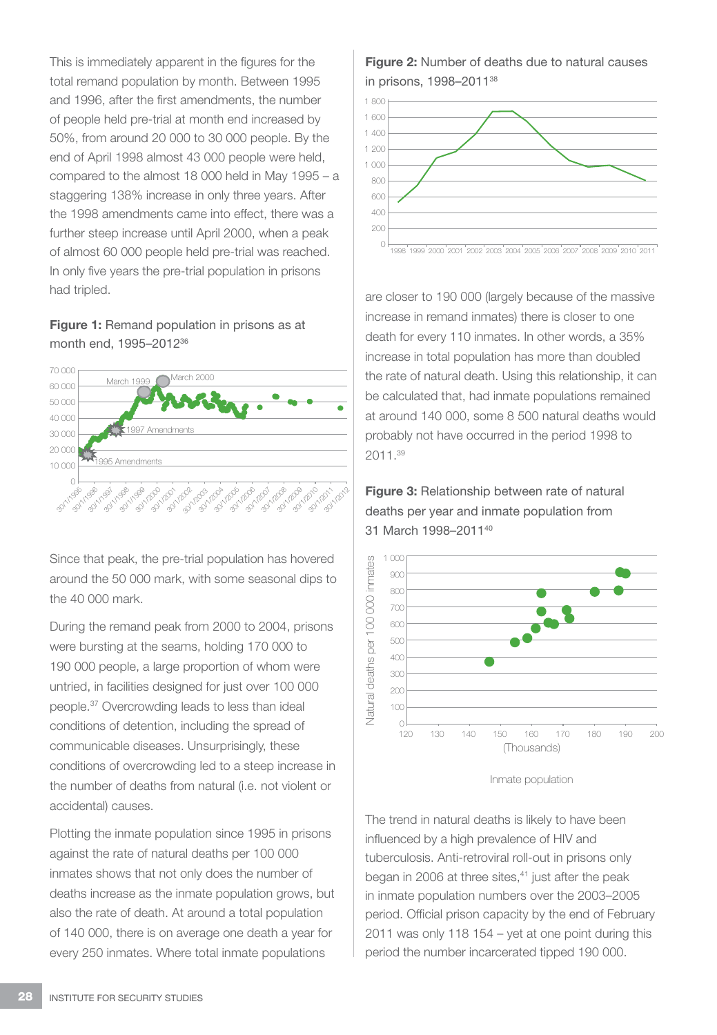This is immediately apparent in the figures for the total remand population by month. Between 1995 and 1996, after the first amendments, the number of people held pre-trial at month end increased by 50%, from around 20 000 to 30 000 people. By the end of April 1998 almost 43 000 people were held, compared to the almost 18 000 held in May 1995 – a staggering 138% increase in only three years. After the 1998 amendments came into effect, there was a further steep increase until April 2000, when a peak of almost 60 000 people held pre-trial was reached. In only five years the pre-trial population in prisons had tripled.

**Figure 1:** Remand population in prisons as at month end, 1995–2012[36]

Since that peak, the pre-trial population has hovered around the 50 000 mark, with some seasonal dips to the 40 000 mark.

During the remand peak from 2000 to 2004, prisons were bursting at the seams, holding 170 000 to 190 000 people, a large proportion of whom were untried, in facilities designed for just over 100 000 people.[37] Overcrowding leads to less than ideal conditions of detention, including the spread of communicable diseases. Unsurprisingly, these conditions of overcrowding led to a steep increase in the number of deaths from natural (i.e. not violent or accidental) causes.

Plotting the inmate population since 1995 in prisons against the rate of natural deaths per 100 000 inmates shows that not only does the number of deaths increase as the inmate population grows, but also the rate of death. At around a total population of 140 000, there is on average one death a year for every 250 inmates. Where total inmate populations are closer to 190 000 (largely because of the massive increase in remand inmates) there is closer to one death for every 110 inmates. In other words, a 35% increase in total population has more than doubled the rate of natural death. Using this relationship, it can be calculated that, had inmate populations remained at around 140 000, some 8 500 natural deaths would probably not have occurred in the period 1998 to 2011.[39]

**Figure 2:** Number of deaths due to natural causes in prisons, 1998–2011[38]

**Figure 3:** Relationship between rate of natural deaths per year and inmate population from 31 March 1998–2011[40]

The trend in natural deaths is likely to have been influenced by a high prevalence of HIV and tuberculosis. Anti-retroviral roll-out in prisons only began in 2006 at three sites,[41] just after the peak in inmate population numbers over the 2003–2005 period. Official prison capacity by the end of February 2011 was only 118 154 – yet at one point during this period the number incarcerated tipped 190 000.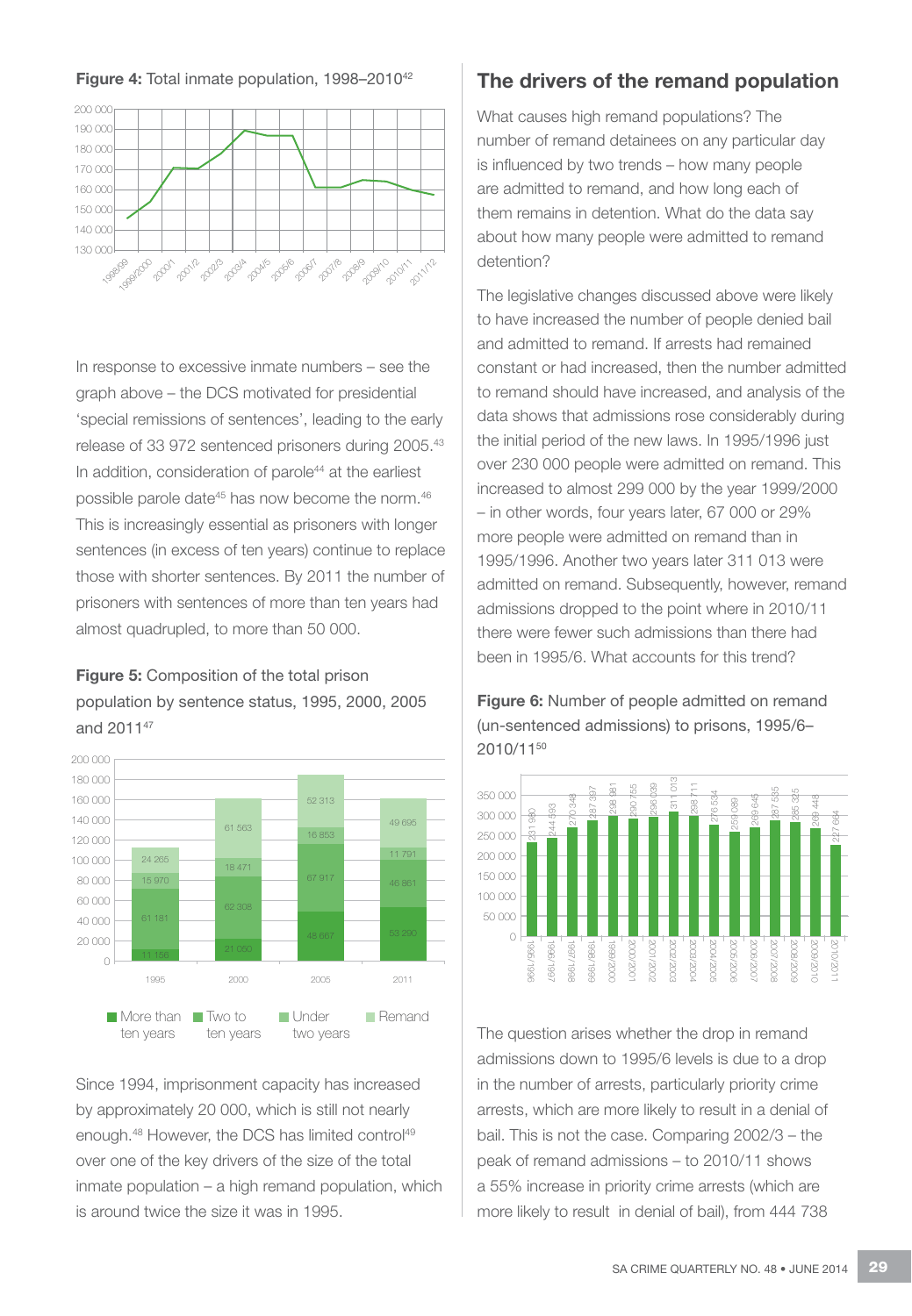**Figure 4:** Total inmate population, 1998–2010[42]

In response to excessive inmate numbers – see the graph above – the DCS motivated for presidential 'special remissions of sentences', leading to the early release of 33 972 sentenced prisoners during 2005.[43] In addition, consideration of parole[44] at the earliest possible parole date[45] has now become the norm.[46] This is increasingly essential as prisoners with longer sentences (in excess of ten years) continue to replace those with shorter sentences. By 2011 the number of prisoners with sentences of more than ten years had almost quadrupled, to more than 50 000.

**Figure 5:** Composition of the total prison population by sentence status, 1995, 2000, 2005 and 2011[47]

| | 1995 | 2000 | 2005 | 2011 |
|---|---|---|---|---|
| More than ten years | 11 156 | 21 050 | 48 667 | 53 290 |
| Two to ten years | 61 181 | 62 308 | 67 917 | 46 861 |
| Under two years | 15 970 | 18 471 | 16 853 | 11 791 |
| Remand | 24 265 | 61 563 | 52 313 | 49 695 |

Since 1994, imprisonment capacity has increased by approximately 20 000, which is still not nearly enough.[48] However, the DCS has limited control[49] over one of the key drivers of the size of the total inmate population – a high remand population, which is around twice the size it was in 1995.

## The drivers of the remand population

What causes high remand populations? The number of remand detainees on any particular day is influenced by two trends – how many people are admitted to remand, and how long each of them remains in detention. What do the data say about how many people were admitted to remand detention?

The legislative changes discussed above were likely to have increased the number of people denied bail and admitted to remand. If arrests had remained constant or had increased, then the number admitted to remand should have increased, and analysis of the data shows that admissions rose considerably during the initial period of the new laws. In 1995/1996 just over 230 000 people were admitted on remand. This increased to almost 299 000 by the year 1999/2000 – in other words, four years later, 67 000 or 29% more people were admitted on remand than in 1995/1996. Another two years later 311 013 were admitted on remand. Subsequently, however, remand admissions dropped to the point where in 2010/11 there were fewer such admissions than there had been in 1995/6. What accounts for this trend?

**Figure 6:** Number of people admitted on remand (un-sentenced admissions) to prisons, 1995/6–2010/11[50]

| Year | Admissions |
|---|---|
| 1995/1996 | 231 980 |
| 1996/1997 | 244 593 |
| 1997/1998 | 270 348 |
| 1998/1999 | 287 397 |
| 1999/2000 | 298 981 |
| 2000/2001 | 290 755 |
| 2001/2002 | 296 039 |
| 2002/2003 | 311 013 |
| 2003/2004 | 298 711 |
| 2004/2005 | 276 534 |
| 2005/2006 | 259 089 |
| 2006/2007 | 269 645 |
| 2007/2008 | 287 535 |
| 2008/2009 | 285 325 |
| 2009/2010 | 269 448 |
| 2010/2011 | 227 664 |

The question arises whether the drop in remand admissions down to 1995/6 levels is due to a drop in the number of arrests, particularly priority crime arrests, which are more likely to result in a denial of bail. This is not the case. Comparing 2002/3 – the peak of remand admissions – to 2010/11 shows a 55% increase in priority crime arrests (which are more likely to result in denial of bail), from 444 738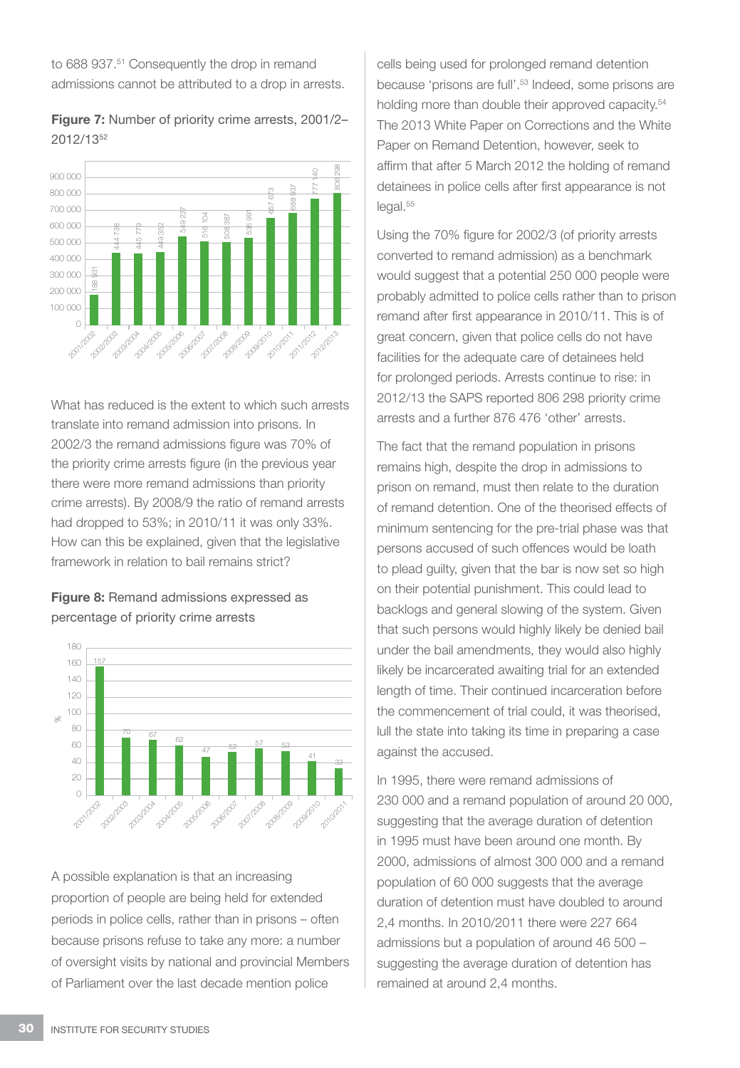to 688 937.[51] Consequently the drop in remand admissions cannot be attributed to a drop in arrests.

**Figure 7:** Number of priority crime arrests, 2001/2–2012/13[52]

| Year | Arrests |
|---|---|
| 2001/2002 | 188 931 |
| 2002/2003 | 444 738 |
| 2003/2004 | 445 779 |
| 2004/2005 | 449 352 |
| 2005/2006 | 549 227 |
| 2006/2007 | 516 104 |
| 2007/2008 | 508 387 |
| 2008/2009 | 535 991 |
| 2009/2010 | 657 673 |
| 2010/2011 | 688 937 |
| 2011/2012 | 777 140 |
| 2012/2013 | 806 298 |

What has reduced is the extent to which such arrests translate into remand admission into prisons. In 2002/3 the remand admissions figure was 70% of the priority crime arrests figure (in the previous year there were more remand admissions than priority crime arrests). By 2008/9 the ratio of remand arrests had dropped to 53%; in 2010/11 it was only 33%. How can this be explained, given that the legislative framework in relation to bail remains strict?

**Figure 8:** Remand admissions expressed as percentage of priority crime arrests

| Year | % |
|---|---|
| 2001/2002 | 157 |
| 2002/2003 | 70 |
| 2003/2004 | 67 |
| 2004/2005 | 62 |
| 2005/2006 | 47 |
| 2006/2007 | 52 |
| 2007/2008 | 57 |
| 2008/2009 | 53 |
| 2009/2010 | 41 |
| 2010/2011 | 33 |

A possible explanation is that an increasing proportion of people are being held for extended periods in police cells, rather than in prisons – often because prisons refuse to take any more: a number of oversight visits by national and provincial Members of Parliament over the last decade mention police cells being used for prolonged remand detention because 'prisons are full'.[53] Indeed, some prisons are holding more than double their approved capacity.[54] The 2013 White Paper on Corrections and the White Paper on Remand Detention, however, seek to affirm that after 5 March 2012 the holding of remand detainees in police cells after first appearance is not legal.[55]

Using the 70% figure for 2002/3 (of priority arrests converted to remand admission) as a benchmark would suggest that a potential 250 000 people were probably admitted to police cells rather than to prison remand after first appearance in 2010/11. This is of great concern, given that police cells do not have facilities for the adequate care of detainees held for prolonged periods. Arrests continue to rise: in 2012/13 the SAPS reported 806 298 priority crime arrests and a further 876 476 'other' arrests.

The fact that the remand population in prisons remains high, despite the drop in admissions to prison on remand, must then relate to the duration of remand detention. One of the theorised effects of minimum sentencing for the pre-trial phase was that persons accused of such offences would be loath to plead guilty, given that the bar is now set so high on their potential punishment. This could lead to backlogs and general slowing of the system. Given that such persons would highly likely be denied bail under the bail amendments, they would also highly likely be incarcerated awaiting trial for an extended length of time. Their continued incarceration before the commencement of trial could, it was theorised, lull the state into taking its time in preparing a case against the accused.

In 1995, there were remand admissions of 230 000 and a remand population of around 20 000, suggesting that the average duration of detention in 1995 must have been around one month. By 2000, admissions of almost 300 000 and a remand population of 60 000 suggests that the average duration of detention must have doubled to around 2,4 months. In 2010/2011 there were 227 664 admissions but a population of around 46 500 – suggesting the average duration of detention has remained at around 2,4 months.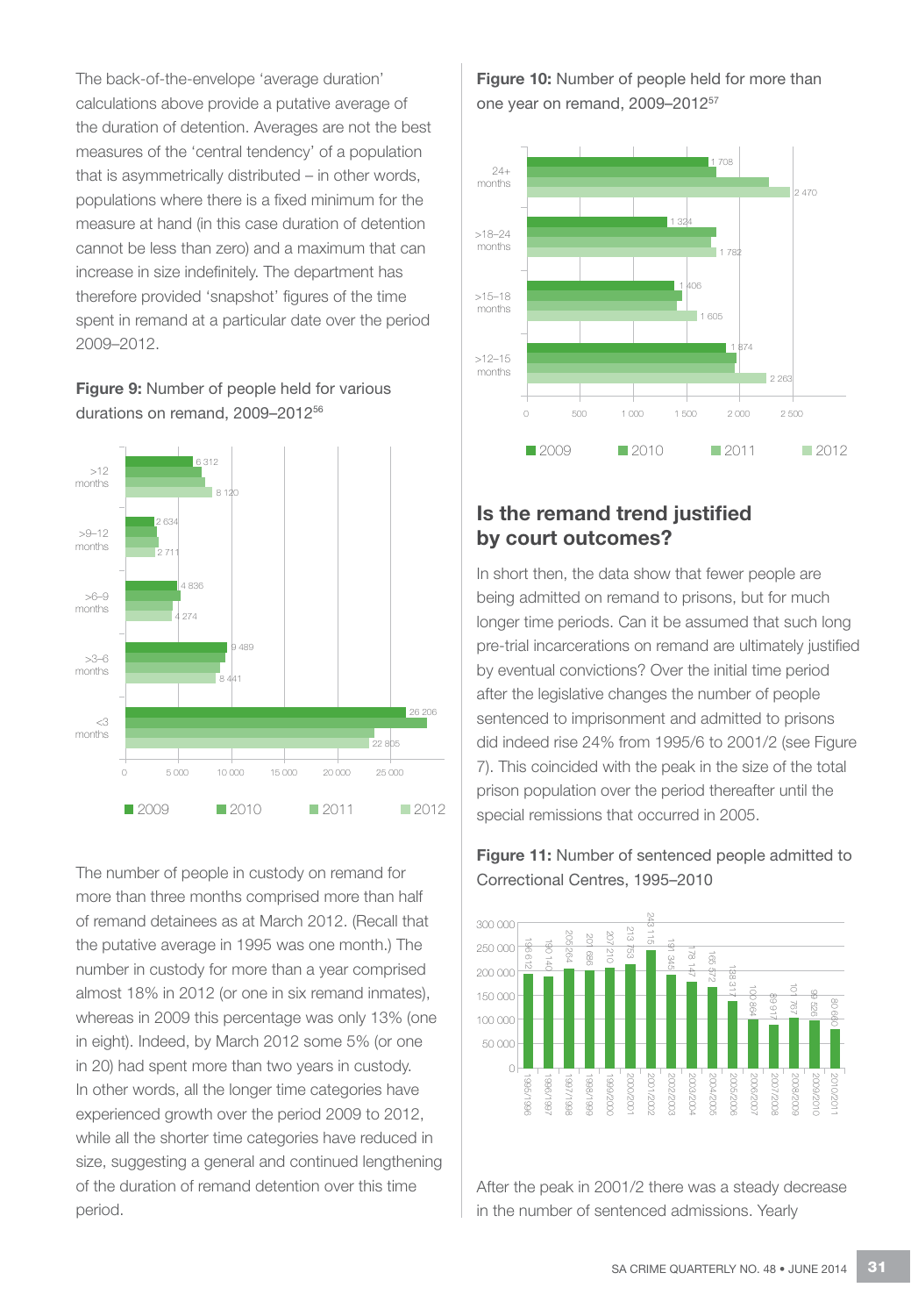The back-of-the-envelope 'average duration' calculations above provide a putative average of the duration of detention. Averages are not the best measures of the 'central tendency' of a population that is asymmetrically distributed – in other words, populations where there is a fixed minimum for the measure at hand (in this case duration of detention cannot be less than zero) and a maximum that can increase in size indefinitely. The department has therefore provided 'snapshot' figures of the time spent in remand at a particular date over the period 2009–2012.

**Figure 9:** Number of people held for various durations on remand, 2009–2012[56]

| Duration | 2009 | 2012 |
|---|---|---|
| >12 months | 6 312 | 8 120 |
| >9–12 months | 2 634 | 2 711 |
| >6–9 months | 4 836 | 4 274 |
| >3–6 months | 9 489 | 8 441 |
| <3 months | 26 206 | 22 805 |

The number of people in custody on remand for more than three months comprised more than half of remand detainees as at March 2012. (Recall that the putative average in 1995 was one month.) The number in custody for more than a year comprised almost 18% in 2012 (or one in six remand inmates), whereas in 2009 this percentage was only 13% (one in eight). Indeed, by March 2012 some 5% (or one in 20) had spent more than two years in custody. In other words, all the longer time categories have experienced growth over the period 2009 to 2012, while all the shorter time categories have reduced in size, suggesting a general and continued lengthening of the duration of remand detention over this time period.

**Figure 10:** Number of people held for more than one year on remand, 2009–2012[57]

| Duration | 2009 | 2012 |
|---|---|---|
| 24+ months | 1 708 | 2 470 |
| >18–24 months | 1 324 | 1 782 |
| >15–18 months | 1 406 | 1 605 |
| >12–15 months | 1 874 | 2 263 |

## Is the remand trend justified by court outcomes?

In short then, the data show that fewer people are being admitted on remand to prisons, but for much longer time periods. Can it be assumed that such long pre-trial incarcerations on remand are ultimately justified by eventual convictions? Over the initial time period after the legislative changes the number of people sentenced to imprisonment and admitted to prisons did indeed rise 24% from 1995/6 to 2001/2 (see Figure 7). This coincided with the peak in the size of the total prison population over the period thereafter until the special remissions that occurred in 2005.

**Figure 11:** Number of sentenced people admitted to Correctional Centres, 1995–2010

| Year | Admissions |
|---|---|
| 1995/1996 | 196 612 |
| 1996/1997 | 190 140 |
| 1997/1998 | 205 264 |
| 1998/1999 | 201 686 |
| 1999/2000 | 207 210 |
| 2000/2001 | 213 753 |
| 2001/2002 | 243 115 |
| 2002/2003 | 191 345 |
| 2003/2004 | 178 147 |
| 2004/2005 | 165 572 |
| 2005/2006 | 138 317 |
| 2006/2007 | 100 864 |
| 2007/2008 | 89 917 |
| 2008/2009 | 101 767 |
| 2009/2010 | 96 526 |
| 2010/2011 | 80 660 |

After the peak in 2001/2 there was a steady decrease in the number of sentenced admissions. Yearly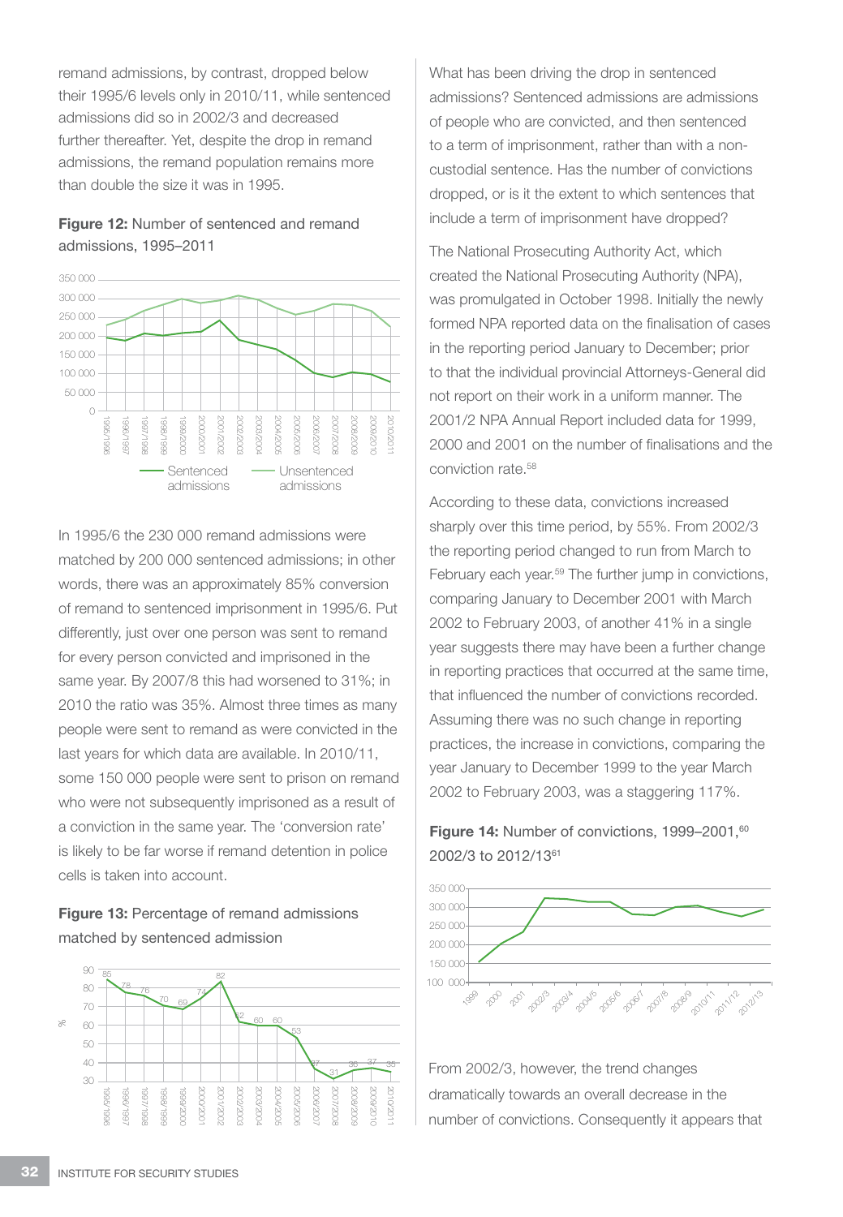remand admissions, by contrast, dropped below their 1995/6 levels only in 2010/11, while sentenced admissions did so in 2002/3 and decreased further thereafter. Yet, despite the drop in remand admissions, the remand population remains more than double the size it was in 1995.

**Figure 12:** Number of sentenced and remand admissions, 1995–2011

In 1995/6 the 230 000 remand admissions were matched by 200 000 sentenced admissions; in other words, there was an approximately 85% conversion of remand to sentenced imprisonment in 1995/6. Put differently, just over one person was sent to remand for every person convicted and imprisoned in the same year. By 2007/8 this had worsened to 31%; in 2010 the ratio was 35%. Almost three times as many people were sent to remand as were convicted in the last years for which data are available. In 2010/11, some 150 000 people were sent to prison on remand who were not subsequently imprisoned as a result of a conviction in the same year. The 'conversion rate' is likely to be far worse if remand detention in police cells is taken into account.

**Figure 13:** Percentage of remand admissions matched by sentenced admission

What has been driving the drop in sentenced admissions? Sentenced admissions are admissions of people who are convicted, and then sentenced to a term of imprisonment, rather than with a non-custodial sentence. Has the number of convictions dropped, or is it the extent to which sentences that include a term of imprisonment have dropped?

The National Prosecuting Authority Act, which created the National Prosecuting Authority (NPA), was promulgated in October 1998. Initially the newly formed NPA reported data on the finalisation of cases in the reporting period January to December; prior to that the individual provincial Attorneys-General did not report on their work in a uniform manner. The 2001/2 NPA Annual Report included data for 1999, 2000 and 2001 on the number of finalisations and the conviction rate.[58]

According to these data, convictions increased sharply over this time period, by 55%. From 2002/3 the reporting period changed to run from March to February each year.[59] The further jump in convictions, comparing January to December 2001 with March 2002 to February 2003, of another 41% in a single year suggests there may have been a further change in reporting practices that occurred at the same time, that influenced the number of convictions recorded. Assuming there was no such change in reporting practices, the increase in convictions, comparing the year January to December 1999 to the year March 2002 to February 2003, was a staggering 117%.

**Figure 14:** Number of convictions, 1999–2001,[60] 2002/3 to 2012/13[61]

From 2002/3, however, the trend changes dramatically towards an overall decrease in the number of convictions. Consequently it appears that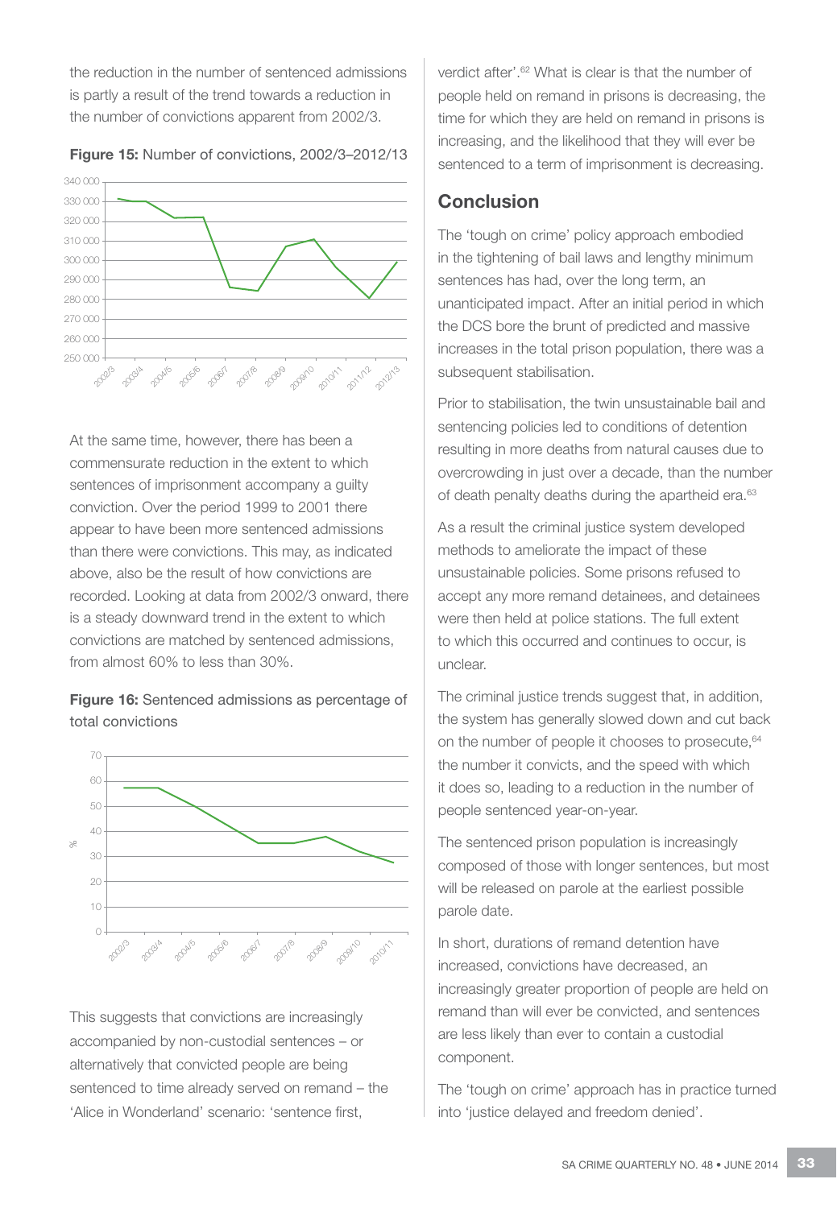the reduction in the number of sentenced admissions is partly a result of the trend towards a reduction in the number of convictions apparent from 2002/3.

**Figure 15:** Number of convictions, 2002/3–2012/13

At the same time, however, there has been a commensurate reduction in the extent to which sentences of imprisonment accompany a guilty conviction. Over the period 1999 to 2001 there appear to have been more sentenced admissions than there were convictions. This may, as indicated above, also be the result of how convictions are recorded. Looking at data from 2002/3 onward, there is a steady downward trend in the extent to which convictions are matched by sentenced admissions, from almost 60% to less than 30%.

**Figure 16:** Sentenced admissions as percentage of total convictions

This suggests that convictions are increasingly accompanied by non-custodial sentences – or alternatively that convicted people are being sentenced to time already served on remand – the 'Alice in Wonderland' scenario: 'sentence first, verdict after'.[62] What is clear is that the number of people held on remand in prisons is decreasing, the time for which they are held on remand in prisons is increasing, and the likelihood that they will ever be sentenced to a term of imprisonment is decreasing.

## Conclusion

The 'tough on crime' policy approach embodied in the tightening of bail laws and lengthy minimum sentences has had, over the long term, an unanticipated impact. After an initial period in which the DCS bore the brunt of predicted and massive increases in the total prison population, there was a subsequent stabilisation.

Prior to stabilisation, the twin unsustainable bail and sentencing policies led to conditions of detention resulting in more deaths from natural causes due to overcrowding in just over a decade, than the number of death penalty deaths during the apartheid era.[63]

As a result the criminal justice system developed methods to ameliorate the impact of these unsustainable policies. Some prisons refused to accept any more remand detainees, and detainees were then held at police stations. The full extent to which this occurred and continues to occur, is unclear.

The criminal justice trends suggest that, in addition, the system has generally slowed down and cut back on the number of people it chooses to prosecute,[64] the number it convicts, and the speed with which it does so, leading to a reduction in the number of people sentenced year-on-year.

The sentenced prison population is increasingly composed of those with longer sentences, but most will be released on parole at the earliest possible parole date.

In short, durations of remand detention have increased, convictions have decreased, an increasingly greater proportion of people are held on remand than will ever be convicted, and sentences are less likely than ever to contain a custodial component.

The 'tough on crime' approach has in practice turned into 'justice delayed and freedom denied'.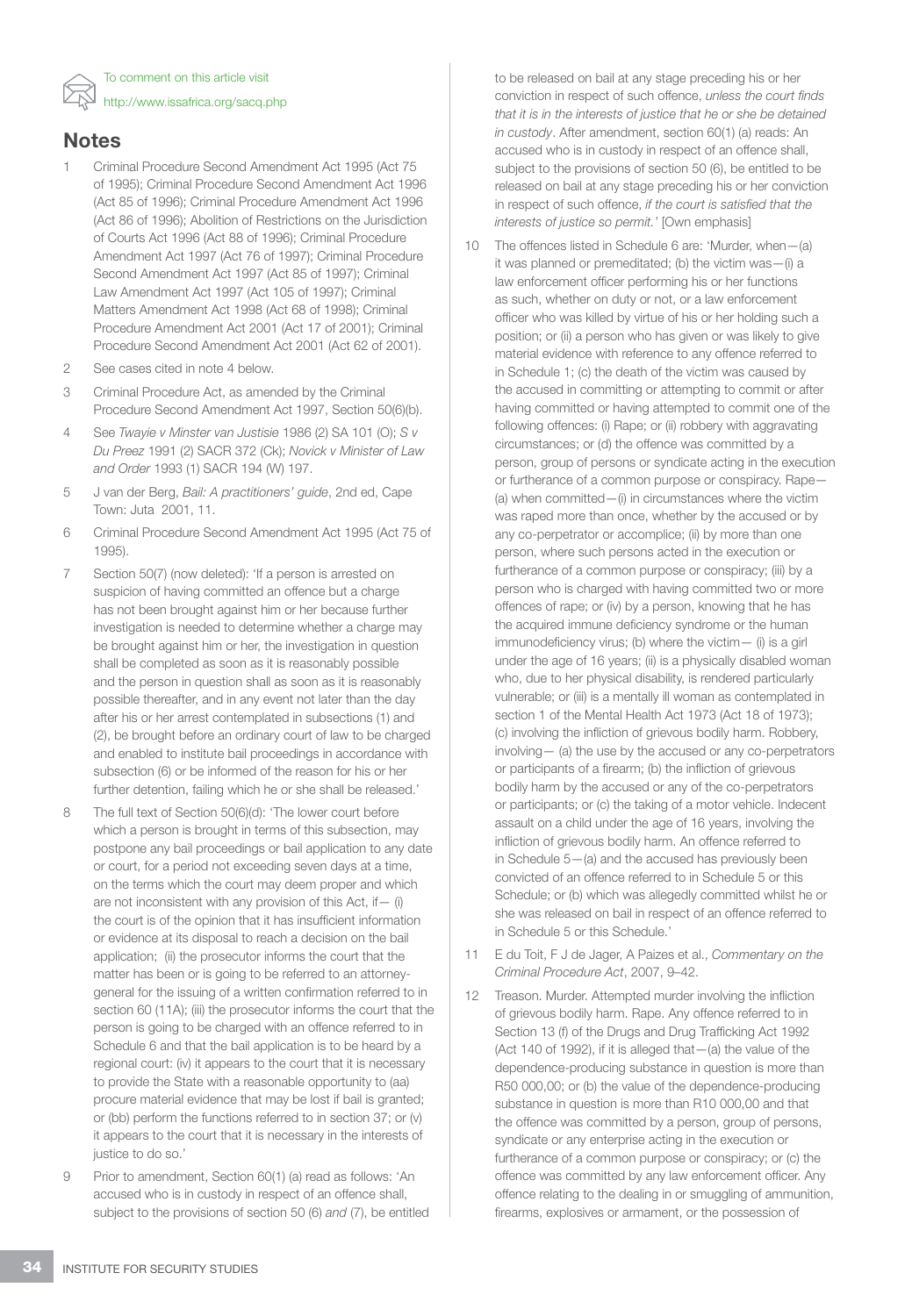To comment on this article visit http://www.issafrica.org/sacq.php

## Notes

1. Criminal Procedure Second Amendment Act 1995 (Act 75 of 1995); Criminal Procedure Second Amendment Act 1996 (Act 85 of 1996); Criminal Procedure Amendment Act 1996 (Act 86 of 1996); Abolition of Restrictions on the Jurisdiction of Courts Act 1996 (Act 88 of 1996); Criminal Procedure Amendment Act 1997 (Act 76 of 1997); Criminal Procedure Second Amendment Act 1997 (Act 85 of 1997); Criminal Law Amendment Act 1997 (Act 105 of 1997); Criminal Matters Amendment Act 1998 (Act 68 of 1998); Criminal Procedure Amendment Act 2001 (Act 17 of 2001); Criminal Procedure Second Amendment Act 2001 (Act 62 of 2001).
2. See cases cited in note 4 below.
3. Criminal Procedure Act, as amended by the Criminal Procedure Second Amendment Act 1997, Section 50(6)(b).
4. See *Twayie v Minster van Justisie* 1986 (2) SA 101 (O); *S v Du Preez* 1991 (2) SACR 372 (Ck); *Novick v Minister of Law and Order* 1993 (1) SACR 194 (W) 197.
5. J van der Berg, *Bail: A practitioners' guide*, 2nd ed, Cape Town: Juta 2001, 11.
6. Criminal Procedure Second Amendment Act 1995 (Act 75 of 1995).
7. Section 50(7) (now deleted): 'If a person is arrested on suspicion of having committed an offence but a charge has not been brought against him or her because further investigation is needed to determine whether a charge may be brought against him or her, the investigation in question shall be completed as soon as it is reasonably possible and the person in question shall as soon as it is reasonably possible thereafter, and in any event not later than the day after his or her arrest contemplated in subsections (1) and (2), be brought before an ordinary court of law to be charged and enabled to institute bail proceedings in accordance with subsection (6) or be informed of the reason for his or her further detention, failing which he or she shall be released.'
8. The full text of Section 50(6)(d): 'The lower court before which a person is brought in terms of this subsection, may postpone any bail proceedings or bail application to any date or court, for a period not exceeding seven days at a time, on the terms which the court may deem proper and which are not inconsistent with any provision of this Act, if— (i) the court is of the opinion that it has insufficient information or evidence at its disposal to reach a decision on the bail application; (ii) the prosecutor informs the court that the matter has been or is going to be referred to an attorney-general for the issuing of a written confirmation referred to in section 60 (11A); (iii) the prosecutor informs the court that the person is going to be charged with an offence referred to in Schedule 6 and that the bail application is to be heard by a regional court: (iv) it appears to the court that it is necessary to provide the State with a reasonable opportunity to (aa) procure material evidence that may be lost if bail is granted; or (bb) perform the functions referred to in section 37; or (v) it appears to the court that it is necessary in the interests of justice to do so.'
9. Prior to amendment, Section 60(1) (a) read as follows: 'An accused who is in custody in respect of an offence shall, subject to the provisions of section 50 (6) *and* (7), be entitled to be released on bail at any stage preceding his or her conviction in respect of such offence, *unless the court finds that it is in the interests of justice that he or she be detained in custody*. After amendment, section 60(1) (a) reads: An accused who is in custody in respect of an offence shall, subject to the provisions of section 50 (6), be entitled to be released on bail at any stage preceding his or her conviction in respect of such offence, *if the court is satisfied that the interests of justice so permit.'* [Own emphasis]
10. The offences listed in Schedule 6 are: 'Murder, when—(a) it was planned or premeditated; (b) the victim was—(i) a law enforcement officer performing his or her functions as such, whether on duty or not, or a law enforcement officer who was killed by virtue of his or her holding such a position; or (ii) a person who has given or was likely to give material evidence with reference to any offence referred to in Schedule 1; (c) the death of the victim was caused by the accused in committing or attempting to commit or after having committed or having attempted to commit one of the following offences: (i) Rape; or (ii) robbery with aggravating circumstances; or (d) the offence was committed by a person, group of persons or syndicate acting in the execution or furtherance of a common purpose or conspiracy. Rape—(a) when committed—(i) in circumstances where the victim was raped more than once, whether by the accused or by any co-perpetrator or accomplice; (ii) by more than one person, where such persons acted in the execution or furtherance of a common purpose or conspiracy; (iii) by a person who is charged with having committed two or more offences of rape; or (iv) by a person, knowing that he has the acquired immune deficiency syndrome or the human immunodeficiency virus; (b) where the victim— (i) is a girl under the age of 16 years; (ii) is a physically disabled woman who, due to her physical disability, is rendered particularly vulnerable; or (iii) is a mentally ill woman as contemplated in section 1 of the Mental Health Act 1973 (Act 18 of 1973); (c) involving the infliction of grievous bodily harm. Robbery, involving— (a) the use by the accused or any co-perpetrators or participants of a firearm; (b) the infliction of grievous bodily harm by the accused or any of the co-perpetrators or participants; or (c) the taking of a motor vehicle. Indecent assault on a child under the age of 16 years, involving the infliction of grievous bodily harm. An offence referred to in Schedule 5—(a) and the accused has previously been convicted of an offence referred to in Schedule 5 or this Schedule; or (b) which was allegedly committed whilst he or she was released on bail in respect of an offence referred to in Schedule 5 or this Schedule.'
11. E du Toit, F J de Jager, A Paizes et al., *Commentary on the Criminal Procedure Act*, 2007, 9–42.
12. Treason. Murder. Attempted murder involving the infliction of grievous bodily harm. Rape. Any offence referred to in Section 13 (f) of the Drugs and Drug Trafficking Act 1992 (Act 140 of 1992), if it is alleged that—(a) the value of the dependence-producing substance in question is more than R50 000,00; or (b) the value of the dependence-producing substance in question is more than R10 000,00 and that the offence was committed by a person, group of persons, syndicate or any enterprise acting in the execution or furtherance of a common purpose or conspiracy; or (c) the offence was committed by any law enforcement officer. Any offence relating to the dealing in or smuggling of ammunition, firearms, explosives or armament, or the possession of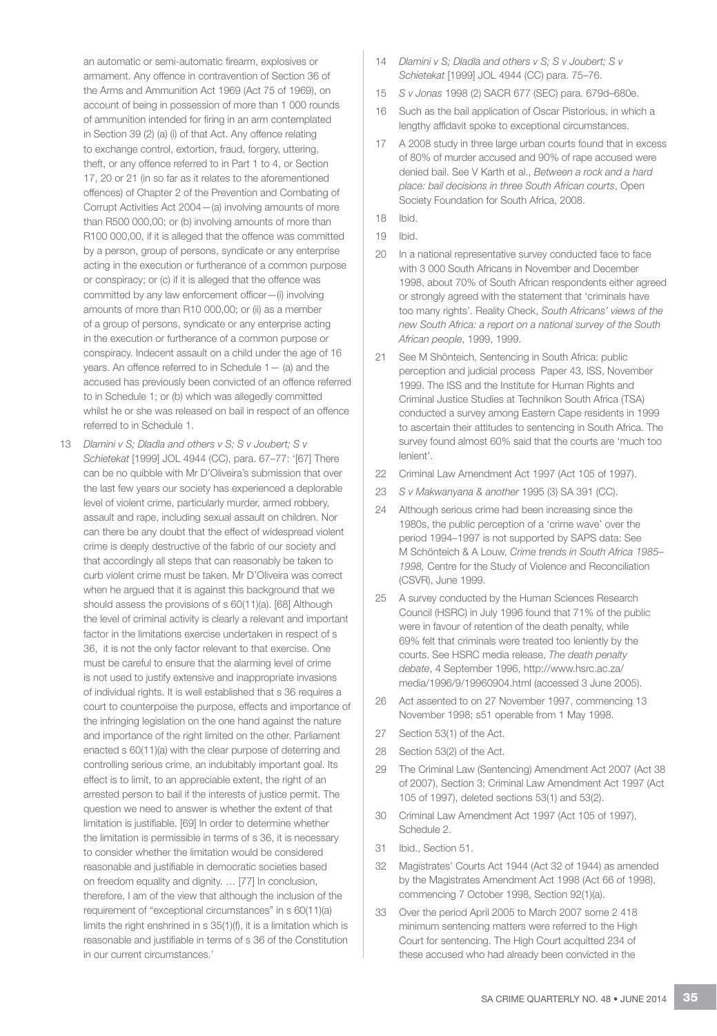an automatic or semi-automatic firearm, explosives or armament. Any offence in contravention of Section 36 of the Arms and Ammunition Act 1969 (Act 75 of 1969), on account of being in possession of more than 1 000 rounds of ammunition intended for firing in an arm contemplated in Section 39 (2) (a) (i) of that Act. Any offence relating to exchange control, extortion, fraud, forgery, uttering, theft, or any offence referred to in Part 1 to 4, or Section 17, 20 or 21 (in so far as it relates to the aforementioned offences) of Chapter 2 of the Prevention and Combating of Corrupt Activities Act 2004—(a) involving amounts of more than R500 000,00; or (b) involving amounts of more than R100 000,00, if it is alleged that the offence was committed by a person, group of persons, syndicate or any enterprise acting in the execution or furtherance of a common purpose or conspiracy; or (c) if it is alleged that the offence was committed by any law enforcement officer—(i) involving amounts of more than R10 000,00; or (ii) as a member of a group of persons, syndicate or any enterprise acting in the execution or furtherance of a common purpose or conspiracy. Indecent assault on a child under the age of 16 years. An offence referred to in Schedule 1— (a) and the accused has previously been convicted of an offence referred to in Schedule 1; or (b) which was allegedly committed whilst he or she was released on bail in respect of an offence referred to in Schedule 1.

13 *Dlamini v S; Dladla and others v S; S v Joubert; S v Schietekat* [1999] JOL 4944 (CC), para. 67–77: '[67] There can be no quibble with Mr D'Oliveira's submission that over the last few years our society has experienced a deplorable level of violent crime, particularly murder, armed robbery, assault and rape, including sexual assault on children. Nor can there be any doubt that the effect of widespread violent crime is deeply destructive of the fabric of our society and that accordingly all steps that can reasonably be taken to curb violent crime must be taken. Mr D'Oliveira was correct when he argued that it is against this background that we should assess the provisions of s 60(11)(a). [68] Although the level of criminal activity is clearly a relevant and important factor in the limitations exercise undertaken in respect of s 36, it is not the only factor relevant to that exercise. One must be careful to ensure that the alarming level of crime is not used to justify extensive and inappropriate invasions of individual rights. It is well established that s 36 requires a court to counterpoise the purpose, effects and importance of the infringing legislation on the one hand against the nature and importance of the right limited on the other. Parliament enacted s 60(11)(a) with the clear purpose of deterring and controlling serious crime, an indubitably important goal. Its effect is to limit, to an appreciable extent, the right of an arrested person to bail if the interests of justice permit. The question we need to answer is whether the extent of that limitation is justifiable. [69] In order to determine whether the limitation is permissible in terms of s 36, it is necessary to consider whether the limitation would be considered reasonable and justifiable in democratic societies based on freedom equality and dignity. … [77] In conclusion, therefore, I am of the view that although the inclusion of the requirement of "exceptional circumstances" in s 60(11)(a) limits the right enshrined in s 35(1)(f), it is a limitation which is reasonable and justifiable in terms of s 36 of the Constitution in our current circumstances.'

14 *Dlamini v S; Dladla and others v S; S v Joubert; S v Schietekat* [1999] JOL 4944 (CC) para. 75–76.

15 *S v Jonas* 1998 (2) SACR 677 (SEC) para. 679d–680e.

16 Such as the bail application of Oscar Pistorious, in which a lengthy affidavit spoke to exceptional circumstances.

17 A 2008 study in three large urban courts found that in excess of 80% of murder accused and 90% of rape accused were denied bail. See V Karth et al., *Between a rock and a hard place: bail decisions in three South African courts*, Open Society Foundation for South Africa, 2008.

18 Ibid.

19 Ibid.

20 In a national representative survey conducted face to face with 3 000 South Africans in November and December 1998, about 70% of South African respondents either agreed or strongly agreed with the statement that 'criminals have too many rights'. Reality Check, *South Africans' views of the new South Africa: a report on a national survey of the South African people*, 1999, 1999.

21 See M Shönteich, Sentencing in South Africa: public perception and judicial process Paper 43, ISS, November 1999. The ISS and the Institute for Human Rights and Criminal Justice Studies at Technikon South Africa (TSA) conducted a survey among Eastern Cape residents in 1999 to ascertain their attitudes to sentencing in South Africa. The survey found almost 60% said that the courts are 'much too lenient'.

22 Criminal Law Amendment Act 1997 (Act 105 of 1997).

23 *S v Makwanyana & another* 1995 (3) SA 391 (CC).

24 Although serious crime had been increasing since the 1980s, the public perception of a 'crime wave' over the period 1994–1997 is not supported by SAPS data: See M Schönteich & A Louw, *Crime trends in South Africa 1985–1998,* Centre for the Study of Violence and Reconciliation (CSVR), June 1999.

25 A survey conducted by the Human Sciences Research Council (HSRC) in July 1996 found that 71% of the public were in favour of retention of the death penalty, while 69% felt that criminals were treated too leniently by the courts. See HSRC media release, *The death penalty debate*, 4 September 1996, http://www.hsrc.ac.za/media/1996/9/19960904.html (accessed 3 June 2005).

26 Act assented to on 27 November 1997, commencing 13 November 1998; s51 operable from 1 May 1998.

27 Section 53(1) of the Act.

28 Section 53(2) of the Act.

29 The Criminal Law (Sentencing) Amendment Act 2007 (Act 38 of 2007), Section 3; Criminal Law Amendment Act 1997 (Act 105 of 1997), deleted sections 53(1) and 53(2).

30 Criminal Law Amendment Act 1997 (Act 105 of 1997), Schedule 2.

31 Ibid., Section 51.

32 Magistrates' Courts Act 1944 (Act 32 of 1944) as amended by the Magistrates Amendment Act 1998 (Act 66 of 1998), commencing 7 October 1998, Section 92(1)(a).

33 Over the period April 2005 to March 2007 some 2 418 minimum sentencing matters were referred to the High Court for sentencing. The High Court acquitted 234 of these accused who had already been convicted in the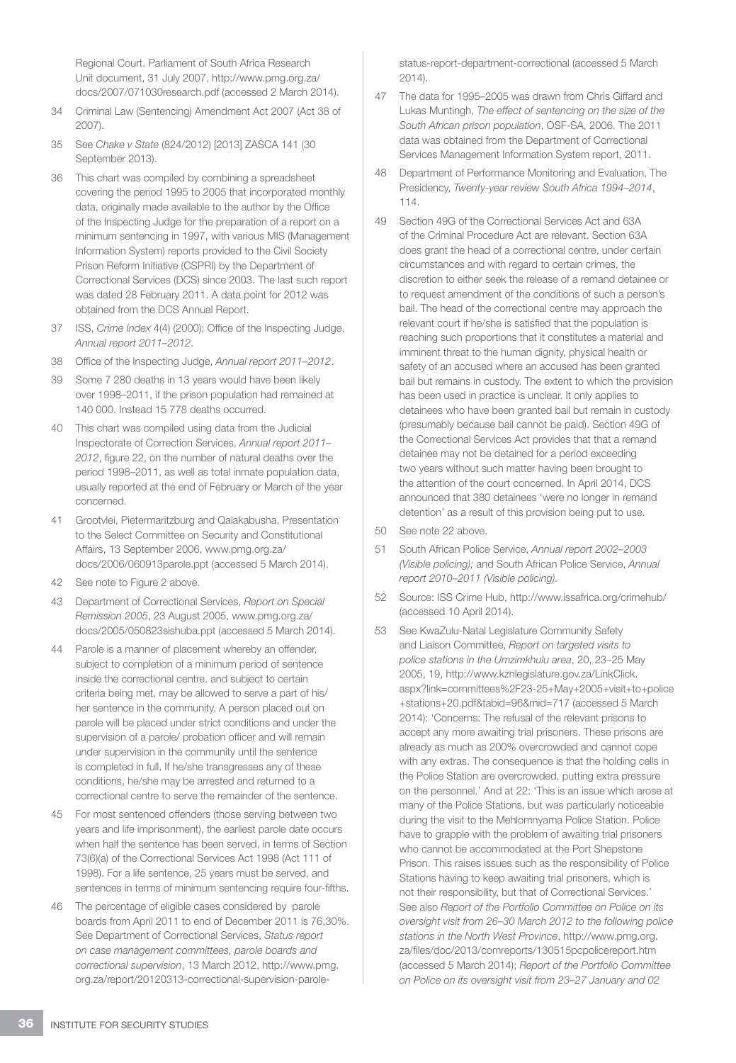Regional Court. Parliament of South Africa Research Unit document, 31 July 2007, http://www.pmg.org.za/docs/2007/071030research.pdf (accessed 2 March 2014).

34 Criminal Law (Sentencing) Amendment Act 2007 (Act 38 of 2007).

35 See *Chake v State* (824/2012) [2013] ZASCA 141 (30 September 2013).

36 This chart was compiled by combining a spreadsheet covering the period 1995 to 2005 that incorporated monthly data, originally made available to the author by the Office of the Inspecting Judge for the preparation of a report on a minimum sentencing in 1997, with various MIS (Management Information System) reports provided to the Civil Society Prison Reform Initiative (CSPRI) by the Department of Correctional Services (DCS) since 2003. The last such report was dated 28 February 2011. A data point for 2012 was obtained from the DCS Annual Report.

37 ISS, *Crime Index* 4(4) (2000); Office of the Inspecting Judge, *Annual report 2011–2012*.

38 Office of the Inspecting Judge, *Annual report 2011–2012*.

39 Some 7 280 deaths in 13 years would have been likely over 1998–2011, if the prison population had remained at 140 000. Instead 15 778 deaths occurred.

40 This chart was compiled using data from the Judicial Inspectorate of Correction Services, *Annual report 2011–2012*, figure 22, on the number of natural deaths over the period 1998–2011, as well as total inmate population data, usually reported at the end of February or March of the year concerned.

41 Grootvlei, Pietermaritzburg and Qalakabusha. Presentation to the Select Committee on Security and Constitutional Affairs, 13 September 2006, www.pmg.org.za/docs/2006/060913parole.ppt (accessed 5 March 2014).

42 See note to Figure 2 above.

43 Department of Correctional Services, *Report on Special Remission 2005*, 23 August 2005, www.pmg.org.za/docs/2005/050823sishuba.ppt (accessed 5 March 2014).

44 Parole is a manner of placement whereby an offender, subject to completion of a minimum period of sentence inside the correctional centre, and subject to certain criteria being met, may be allowed to serve a part of his/her sentence in the community. A person placed out on parole will be placed under strict conditions and under the supervision of a parole/ probation officer and will remain under supervision in the community until the sentence is completed in full. If he/she transgresses any of these conditions, he/she may be arrested and returned to a correctional centre to serve the remainder of the sentence.

45 For most sentenced offenders (those serving between two years and life imprisonment), the earliest parole date occurs when half the sentence has been served, in terms of Section 73(6)(a) of the Correctional Services Act 1998 (Act 111 of 1998). For a life sentence, 25 years must be served, and sentences in terms of minimum sentencing require four-fifths.

46 The percentage of eligible cases considered by parole boards from April 2011 to end of December 2011 is 76,30%. See Department of Correctional Services, *Status report on case management committees, parole boards and correctional supervision*, 13 March 2012, http://www.pmg.org.za/report/20120313-correctional-supervision-parole-status-report-department-correctional (accessed 5 March 2014).

47 The data for 1995–2005 was drawn from Chris Giffard and Lukas Muntingh, *The effect of sentencing on the size of the South African prison population*, OSF-SA, 2006. The 2011 data was obtained from the Department of Correctional Services Management Information System report, 2011.

48 Department of Performance Monitoring and Evaluation, The Presidency, *Twenty-year review South Africa 1994–2014*, 114.

49 Section 49G of the Correctional Services Act and 63A of the Criminal Procedure Act are relevant. Section 63A does grant the head of a correctional centre, under certain circumstances and with regard to certain crimes, the discretion to either seek the release of a remand detainee or to request amendment of the conditions of such a person's bail. The head of the correctional centre may approach the relevant court if he/she is satisfied that the population is reaching such proportions that it constitutes a material and imminent threat to the human dignity, physical health or safety of an accused where an accused has been granted bail but remains in custody. The extent to which the provision has been used in practice is unclear. It only applies to detainees who have been granted bail but remain in custody (presumably because bail cannot be paid). Section 49G of the Correctional Services Act provides that that a remand detainee may not be detained for a period exceeding two years without such matter having been brought to the attention of the court concerned. In April 2014, DCS announced that 380 detainees 'were no longer in remand detention' as a result of this provision being put to use.

50 See note 22 above.

51 South African Police Service, *Annual report 2002–2003 (Visible policing);* and South African Police Service, *Annual report 2010–2011 (Visible policing).*

52 Source: ISS Crime Hub, http://www.issafrica.org/crimehub/ (accessed 10 April 2014).

53 See KwaZulu-Natal Legislature Community Safety and Liaison Committee, *Report on targeted visits to police stations in the Umzimkhulu area*, 20, 23–25 May 2005, 19, http://www.kznlegislature.gov.za/LinkClick.aspx?link=committees%2F23-25+May+2005+visit+to+police+stations+20.pdf&tabid=96&mid=717 (accessed 5 March 2014): 'Concerns: The refusal of the relevant prisons to accept any more awaiting trial prisoners. These prisons are already as much as 200% overcrowded and cannot cope with any extras. The consequence is that the holding cells in the Police Station are overcrowded, putting extra pressure on the personnel.' And at 22: 'This is an issue which arose at many of the Police Stations, but was particularly noticeable during the visit to the Mehlomnyama Police Station. Police have to grapple with the problem of awaiting trial prisoners who cannot be accommodated at the Port Shepstone Prison. This raises issues such as the responsibility of Police Stations having to keep awaiting trial prisoners, which is not their responsibility, but that of Correctional Services.' See also *Report of the Portfolio Committee on Police on its oversight visit from 26–30 March 2012 to the following police stations in the North West Province*, http://www.pmg.org.za/files/doc/2013/comreports/130515pcpolicereport.htm (accessed 5 March 2014); *Report of the Portfolio Committee on Police on its oversight visit from 23–27 January and 02*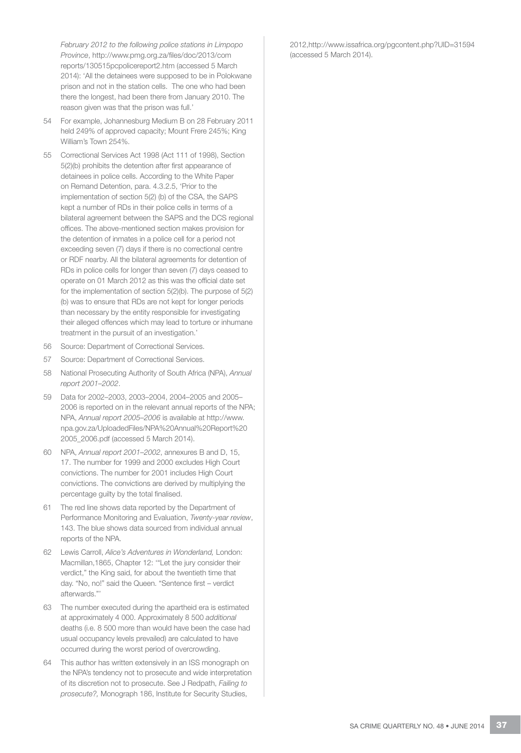*February 2012 to the following police stations in Limpopo Province*, http://www.pmg.org.za/files/doc/2013/com reports/130515pcpolicereport2.htm (accessed 5 March 2014): 'All the detainees were supposed to be in Polokwane prison and not in the station cells. The one who had been there the longest, had been there from January 2010. The reason given was that the prison was full.'

54 For example, Johannesburg Medium B on 28 February 2011 held 249% of approved capacity; Mount Frere 245%; King William's Town 254%.

55 Correctional Services Act 1998 (Act 111 of 1998), Section 5(2)(b) prohibits the detention after first appearance of detainees in police cells. According to the White Paper on Remand Detention, para. 4.3.2.5, 'Prior to the implementation of section 5(2) (b) of the CSA, the SAPS kept a number of RDs in their police cells in terms of a bilateral agreement between the SAPS and the DCS regional offices. The above-mentioned section makes provision for the detention of inmates in a police cell for a period not exceeding seven (7) days if there is no correctional centre or RDF nearby. All the bilateral agreements for detention of RDs in police cells for longer than seven (7) days ceased to operate on 01 March 2012 as this was the official date set for the implementation of section 5(2)(b). The purpose of 5(2)(b) was to ensure that RDs are not kept for longer periods than necessary by the entity responsible for investigating their alleged offences which may lead to torture or inhumane treatment in the pursuit of an investigation.'

56 Source: Department of Correctional Services.

57 Source: Department of Correctional Services.

58 National Prosecuting Authority of South Africa (NPA), *Annual report 2001–2002*.

59 Data for 2002–2003, 2003–2004, 2004–2005 and 2005–2006 is reported on in the relevant annual reports of the NPA; NPA, *Annual report 2005–2006* is available at http://www.npa.gov.za/UploadedFiles/NPA%20Annual%20Report%20 2005_2006.pdf (accessed 5 March 2014).

60 NPA, *Annual report 2001–2002*, annexures B and D, 15, 17. The number for 1999 and 2000 excludes High Court convictions. The number for 2001 includes High Court convictions. The convictions are derived by multiplying the percentage guilty by the total finalised.

61 The red line shows data reported by the Department of Performance Monitoring and Evaluation, *Twenty-year review*, 143. The blue shows data sourced from individual annual reports of the NPA.

62 Lewis Carroll, *Alice's Adventures in Wonderland,* London: Macmillan,1865, Chapter 12: '"Let the jury consider their verdict," the King said, for about the twentieth time that day. "No, no!" said the Queen. "Sentence first – verdict afterwards."'

63 The number executed during the apartheid era is estimated at approximately 4 000. Approximately 8 500 *additional* deaths (i.e. 8 500 more than would have been the case had usual occupancy levels prevailed) are calculated to have occurred during the worst period of overcrowding.

64 This author has written extensively in an ISS monograph on the NPA's tendency not to prosecute and wide interpretation of its discretion not to prosecute. See J Redpath, *Failing to prosecute?,* Monograph 186, Institute for Security Studies, 2012,http://www.issafrica.org/pgcontent.php?UID=31594 (accessed 5 March 2014).